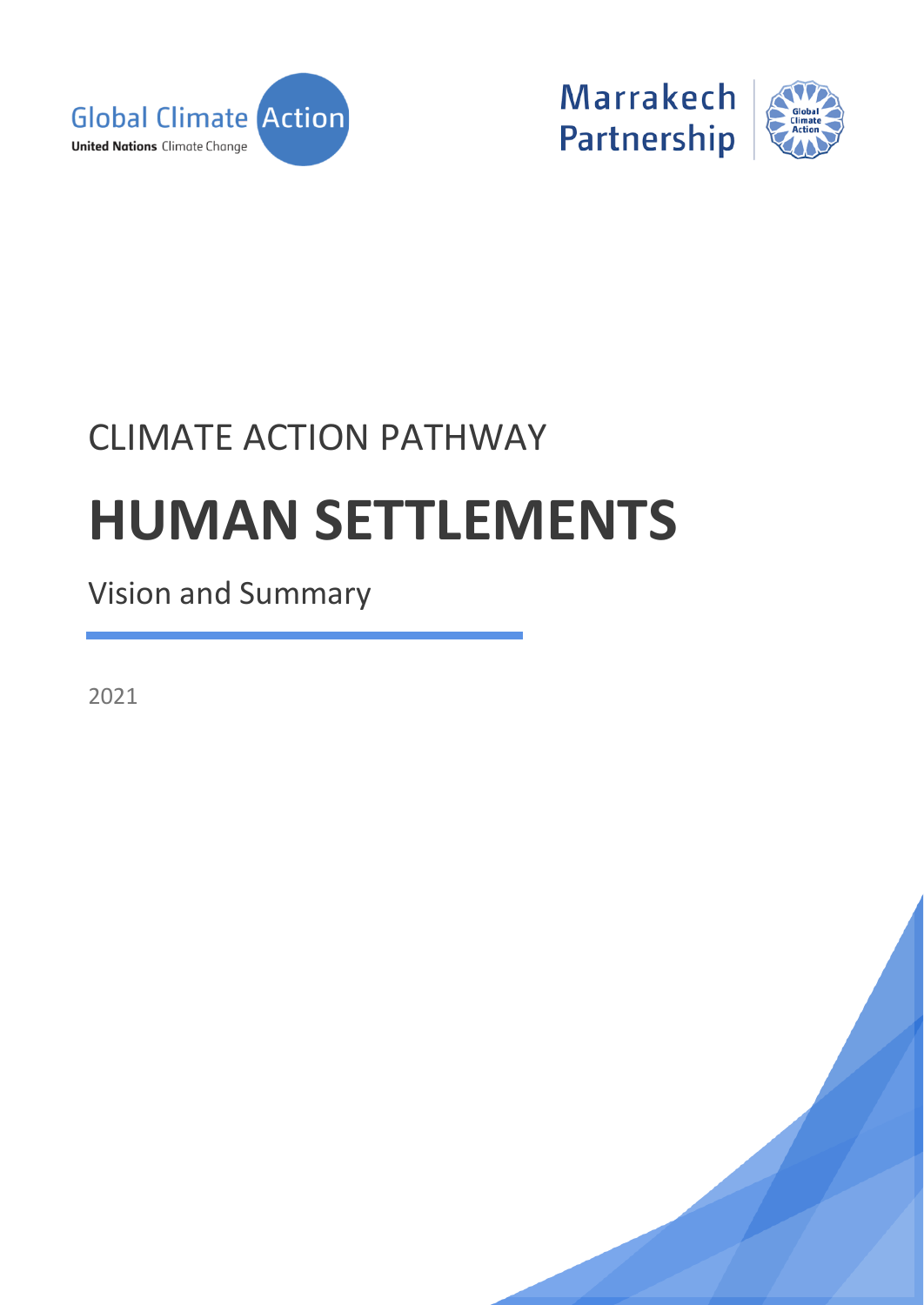Global Climate Action
United Nations Climate Change

Marrakech Partnership

CLIMATE ACTION PATHWAY

# HUMAN SETTLEMENTS

Vision and Summary

2021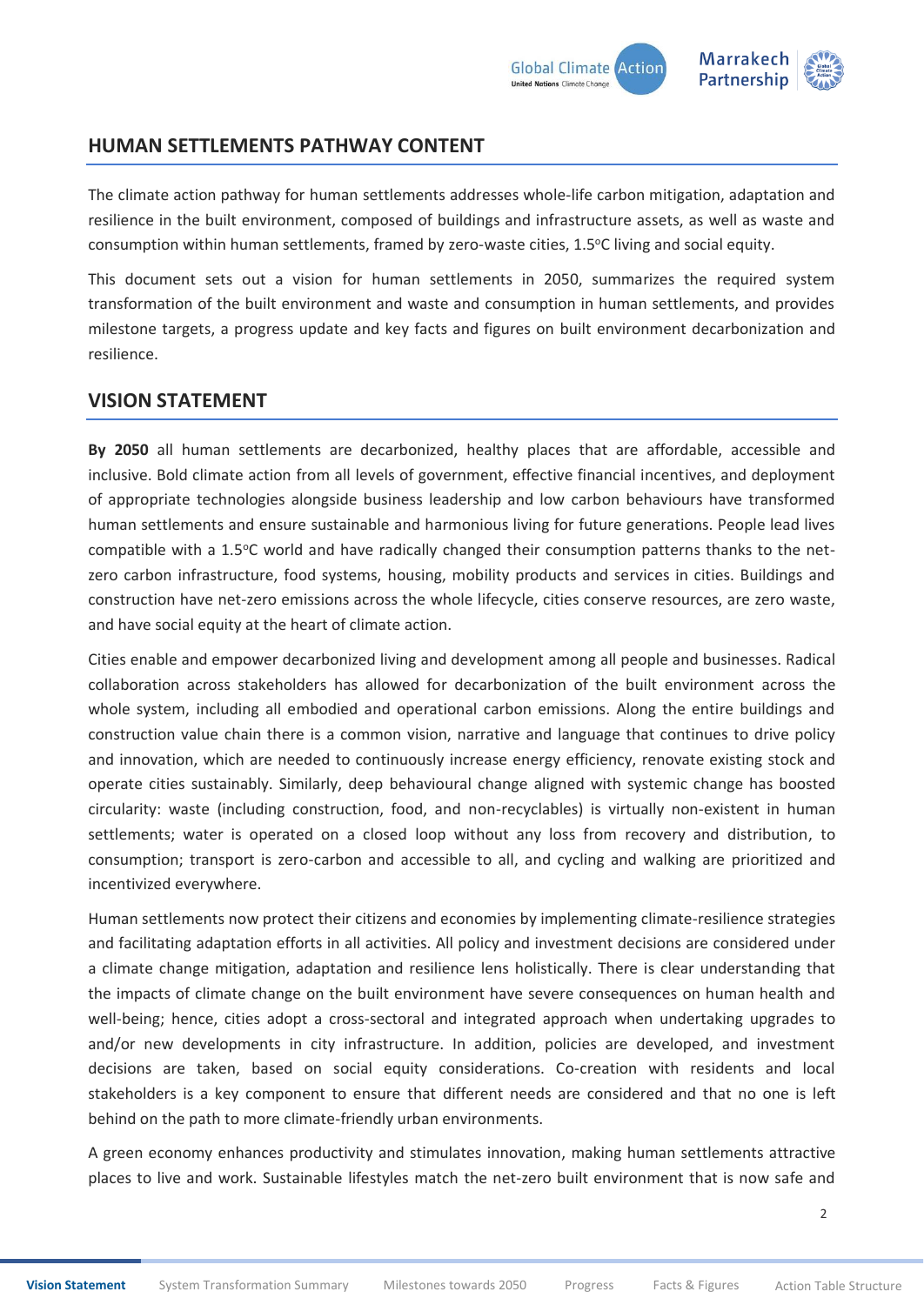## HUMAN SETTLEMENTS PATHWAY CONTENT

The climate action pathway for human settlements addresses whole-life carbon mitigation, adaptation and resilience in the built environment, composed of buildings and infrastructure assets, as well as waste and consumption within human settlements, framed by zero-waste cities, 1.5°C living and social equity.

This document sets out a vision for human settlements in 2050, summarizes the required system transformation of the built environment and waste and consumption in human settlements, and provides milestone targets, a progress update and key facts and figures on built environment decarbonization and resilience.

## VISION STATEMENT

**By 2050** all human settlements are decarbonized, healthy places that are affordable, accessible and inclusive. Bold climate action from all levels of government, effective financial incentives, and deployment of appropriate technologies alongside business leadership and low carbon behaviours have transformed human settlements and ensure sustainable and harmonious living for future generations. People lead lives compatible with a 1.5°C world and have radically changed their consumption patterns thanks to the net-zero carbon infrastructure, food systems, housing, mobility products and services in cities. Buildings and construction have net-zero emissions across the whole lifecycle, cities conserve resources, are zero waste, and have social equity at the heart of climate action.

Cities enable and empower decarbonized living and development among all people and businesses. Radical collaboration across stakeholders has allowed for decarbonization of the built environment across the whole system, including all embodied and operational carbon emissions. Along the entire buildings and construction value chain there is a common vision, narrative and language that continues to drive policy and innovation, which are needed to continuously increase energy efficiency, renovate existing stock and operate cities sustainably. Similarly, deep behavioural change aligned with systemic change has boosted circularity: waste (including construction, food, and non-recyclables) is virtually non-existent in human settlements; water is operated on a closed loop without any loss from recovery and distribution, to consumption; transport is zero-carbon and accessible to all, and cycling and walking are prioritized and incentivized everywhere.

Human settlements now protect their citizens and economies by implementing climate-resilience strategies and facilitating adaptation efforts in all activities. All policy and investment decisions are considered under a climate change mitigation, adaptation and resilience lens holistically. There is clear understanding that the impacts of climate change on the built environment have severe consequences on human health and well-being; hence, cities adopt a cross-sectoral and integrated approach when undertaking upgrades to and/or new developments in city infrastructure. In addition, policies are developed, and investment decisions are taken, based on social equity considerations. Co-creation with residents and local stakeholders is a key component to ensure that different needs are considered and that no one is left behind on the path to more climate-friendly urban environments.

A green economy enhances productivity and stimulates innovation, making human settlements attractive places to live and work. Sustainable lifestyles match the net-zero built environment that is now safe and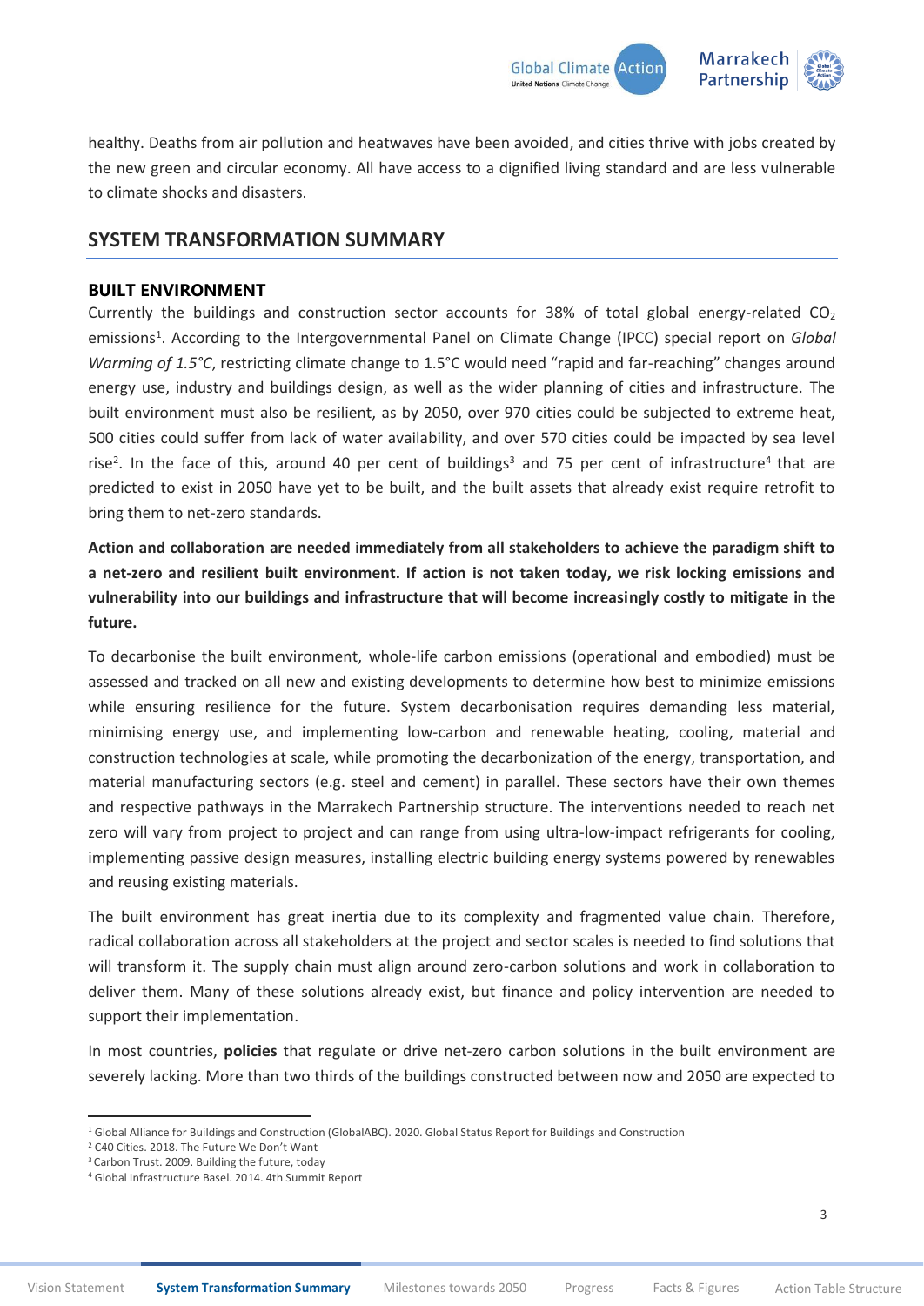healthy. Deaths from air pollution and heatwaves have been avoided, and cities thrive with jobs created by the new green and circular economy. All have access to a dignified living standard and are less vulnerable to climate shocks and disasters.

## SYSTEM TRANSFORMATION SUMMARY

### BUILT ENVIRONMENT

Currently the buildings and construction sector accounts for 38% of total global energy-related $CO_2$ emissions[1]. According to the Intergovernmental Panel on Climate Change (IPCC) special report on *Global Warming of 1.5°C*, restricting climate change to 1.5°C would need "rapid and far-reaching" changes around energy use, industry and buildings design, as well as the wider planning of cities and infrastructure. The built environment must also be resilient, as by 2050, over 970 cities could be subjected to extreme heat, 500 cities could suffer from lack of water availability, and over 570 cities could be impacted by sea level rise[2]. In the face of this, around 40 per cent of buildings[3] and 75 per cent of infrastructure[4] that are predicted to exist in 2050 have yet to be built, and the built assets that already exist require retrofit to bring them to net-zero standards.

**Action and collaboration are needed immediately from all stakeholders to achieve the paradigm shift to a net-zero and resilient built environment. If action is not taken today, we risk locking emissions and vulnerability into our buildings and infrastructure that will become increasingly costly to mitigate in the future.**

To decarbonise the built environment, whole-life carbon emissions (operational and embodied) must be assessed and tracked on all new and existing developments to determine how best to minimize emissions while ensuring resilience for the future. System decarbonisation requires demanding less material, minimising energy use, and implementing low-carbon and renewable heating, cooling, material and construction technologies at scale, while promoting the decarbonization of the energy, transportation, and material manufacturing sectors (e.g. steel and cement) in parallel. These sectors have their own themes and respective pathways in the Marrakech Partnership structure. The interventions needed to reach net zero will vary from project to project and can range from using ultra-low-impact refrigerants for cooling, implementing passive design measures, installing electric building energy systems powered by renewables and reusing existing materials.

The built environment has great inertia due to its complexity and fragmented value chain. Therefore, radical collaboration across all stakeholders at the project and sector scales is needed to find solutions that will transform it. The supply chain must align around zero-carbon solutions and work in collaboration to deliver them. Many of these solutions already exist, but finance and policy intervention are needed to support their implementation.

In most countries, **policies** that regulate or drive net-zero carbon solutions in the built environment are severely lacking. More than two thirds of the buildings constructed between now and 2050 are expected to

---

[1] Global Alliance for Buildings and Construction (GlobalABC). 2020. Global Status Report for Buildings and Construction

[2] C40 Cities. 2018. The Future We Don't Want

[3] Carbon Trust. 2009. Building the future, today

[4] Global Infrastructure Basel. 2014. 4th Summit Report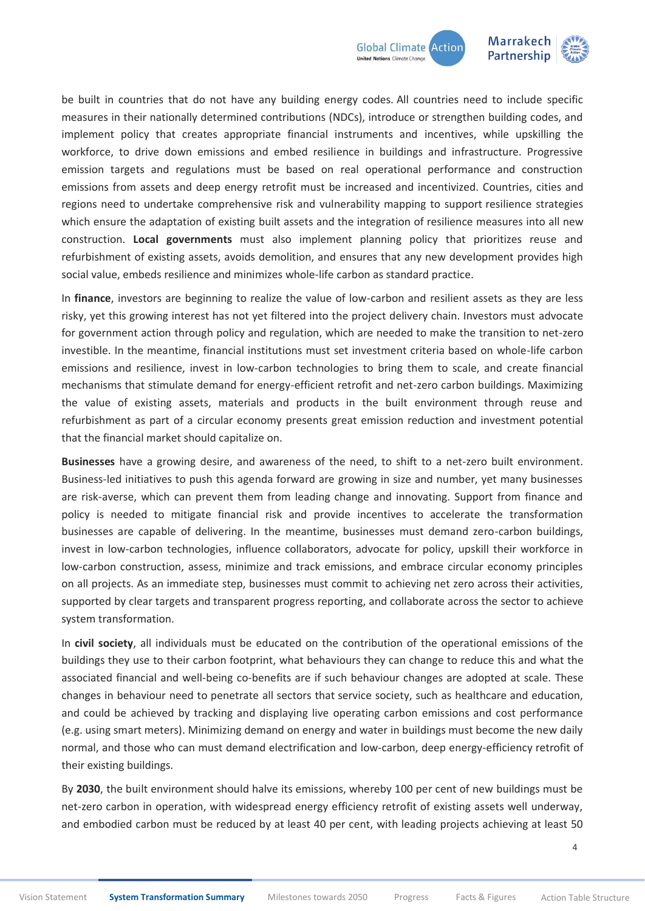be built in countries that do not have any building energy codes. All countries need to include specific measures in their nationally determined contributions (NDCs), introduce or strengthen building codes, and implement policy that creates appropriate financial instruments and incentives, while upskilling the workforce, to drive down emissions and embed resilience in buildings and infrastructure. Progressive emission targets and regulations must be based on real operational performance and construction emissions from assets and deep energy retrofit must be increased and incentivized. Countries, cities and regions need to undertake comprehensive risk and vulnerability mapping to support resilience strategies which ensure the adaptation of existing built assets and the integration of resilience measures into all new construction. **Local governments** must also implement planning policy that prioritizes reuse and refurbishment of existing assets, avoids demolition, and ensures that any new development provides high social value, embeds resilience and minimizes whole-life carbon as standard practice.

In **finance**, investors are beginning to realize the value of low-carbon and resilient assets as they are less risky, yet this growing interest has not yet filtered into the project delivery chain. Investors must advocate for government action through policy and regulation, which are needed to make the transition to net-zero investible. In the meantime, financial institutions must set investment criteria based on whole-life carbon emissions and resilience, invest in low-carbon technologies to bring them to scale, and create financial mechanisms that stimulate demand for energy-efficient retrofit and net-zero carbon buildings. Maximizing the value of existing assets, materials and products in the built environment through reuse and refurbishment as part of a circular economy presents great emission reduction and investment potential that the financial market should capitalize on.

**Businesses** have a growing desire, and awareness of the need, to shift to a net-zero built environment. Business-led initiatives to push this agenda forward are growing in size and number, yet many businesses are risk-averse, which can prevent them from leading change and innovating. Support from finance and policy is needed to mitigate financial risk and provide incentives to accelerate the transformation businesses are capable of delivering. In the meantime, businesses must demand zero-carbon buildings, invest in low-carbon technologies, influence collaborators, advocate for policy, upskill their workforce in low-carbon construction, assess, minimize and track emissions, and embrace circular economy principles on all projects. As an immediate step, businesses must commit to achieving net zero across their activities, supported by clear targets and transparent progress reporting, and collaborate across the sector to achieve system transformation.

In **civil society**, all individuals must be educated on the contribution of the operational emissions of the buildings they use to their carbon footprint, what behaviours they can change to reduce this and what the associated financial and well-being co-benefits are if such behaviour changes are adopted at scale. These changes in behaviour need to penetrate all sectors that service society, such as healthcare and education, and could be achieved by tracking and displaying live operating carbon emissions and cost performance (e.g. using smart meters). Minimizing demand on energy and water in buildings must become the new daily normal, and those who can must demand electrification and low-carbon, deep energy-efficiency retrofit of their existing buildings.

By **2030**, the built environment should halve its emissions, whereby 100 per cent of new buildings must be net-zero carbon in operation, with widespread energy efficiency retrofit of existing assets well underway, and embodied carbon must be reduced by at least 40 per cent, with leading projects achieving at least 50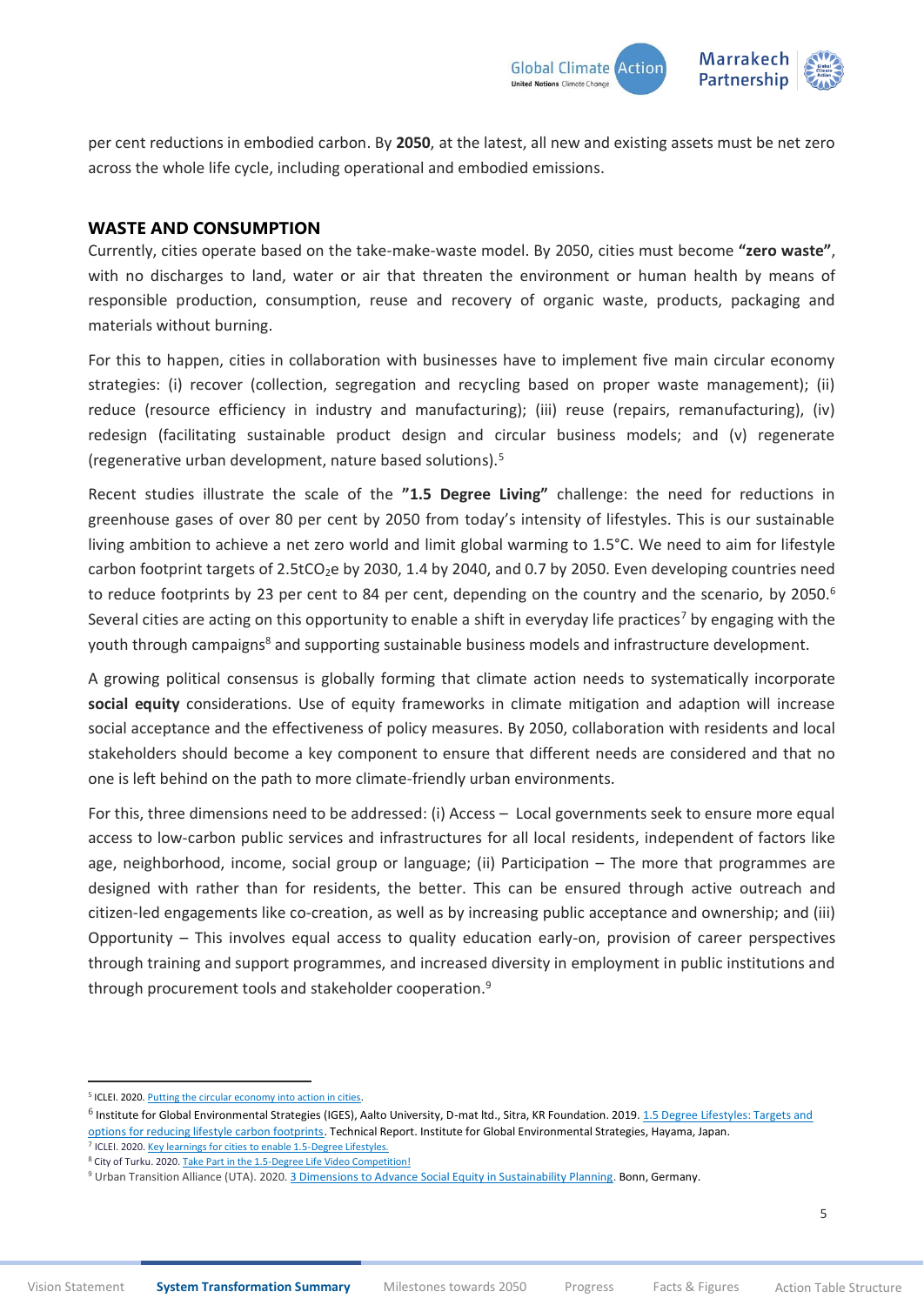per cent reductions in embodied carbon. By **2050**, at the latest, all new and existing assets must be net zero across the whole life cycle, including operational and embodied emissions.

## WASTE AND CONSUMPTION

Currently, cities operate based on the take-make-waste model. By 2050, cities must become **"zero waste"**, with no discharges to land, water or air that threaten the environment or human health by means of responsible production, consumption, reuse and recovery of organic waste, products, packaging and materials without burning.

For this to happen, cities in collaboration with businesses have to implement five main circular economy strategies: (i) recover (collection, segregation and recycling based on proper waste management); (ii) reduce (resource efficiency in industry and manufacturing); (iii) reuse (repairs, remanufacturing), (iv) redesign (facilitating sustainable product design and circular business models; and (v) regenerate (regenerative urban development, nature based solutions).[5]

Recent studies illustrate the scale of the **"1.5 Degree Living"** challenge: the need for reductions in greenhouse gases of over 80 per cent by 2050 from today's intensity of lifestyles. This is our sustainable living ambition to achieve a net zero world and limit global warming to 1.5°C. We need to aim for lifestyle carbon footprint targets of 2.5t$CO_2$e by 2030, 1.4 by 2040, and 0.7 by 2050. Even developing countries need to reduce footprints by 23 per cent to 84 per cent, depending on the country and the scenario, by 2050.[6] Several cities are acting on this opportunity to enable a shift in everyday life practices[7] by engaging with the youth through campaigns[8] and supporting sustainable business models and infrastructure development.

A growing political consensus is globally forming that climate action needs to systematically incorporate **social equity** considerations. Use of equity frameworks in climate mitigation and adaption will increase social acceptance and the effectiveness of policy measures. By 2050, collaboration with residents and local stakeholders should become a key component to ensure that different needs are considered and that no one is left behind on the path to more climate-friendly urban environments.

For this, three dimensions need to be addressed: (i) Access – Local governments seek to ensure more equal access to low-carbon public services and infrastructures for all local residents, independent of factors like age, neighborhood, income, social group or language; (ii) Participation – The more that programmes are designed with rather than for residents, the better. This can be ensured through active outreach and citizen-led engagements like co-creation, as well as by increasing public acceptance and ownership; and (iii) Opportunity – This involves equal access to quality education early-on, provision of career perspectives through training and support programmes, and increased diversity in employment in public institutions and through procurement tools and stakeholder cooperation.[9]

---

[5] ICLEI. 2020. Putting the circular economy into action in cities.

[6] Institute for Global Environmental Strategies (IGES), Aalto University, D-mat ltd., Sitra, KR Foundation. 2019. 1.5 Degree Lifestyles: Targets and options for reducing lifestyle carbon footprints. Technical Report. Institute for Global Environmental Strategies, Hayama, Japan.

[7] ICLEI. 2020. Key learnings for cities to enable 1.5-Degree Lifestyles.

[8] City of Turku. 2020. Take Part in the 1.5-Degree Life Video Competition!

[9] Urban Transition Alliance (UTA). 2020. 3 Dimensions to Advance Social Equity in Sustainability Planning. Bonn, Germany.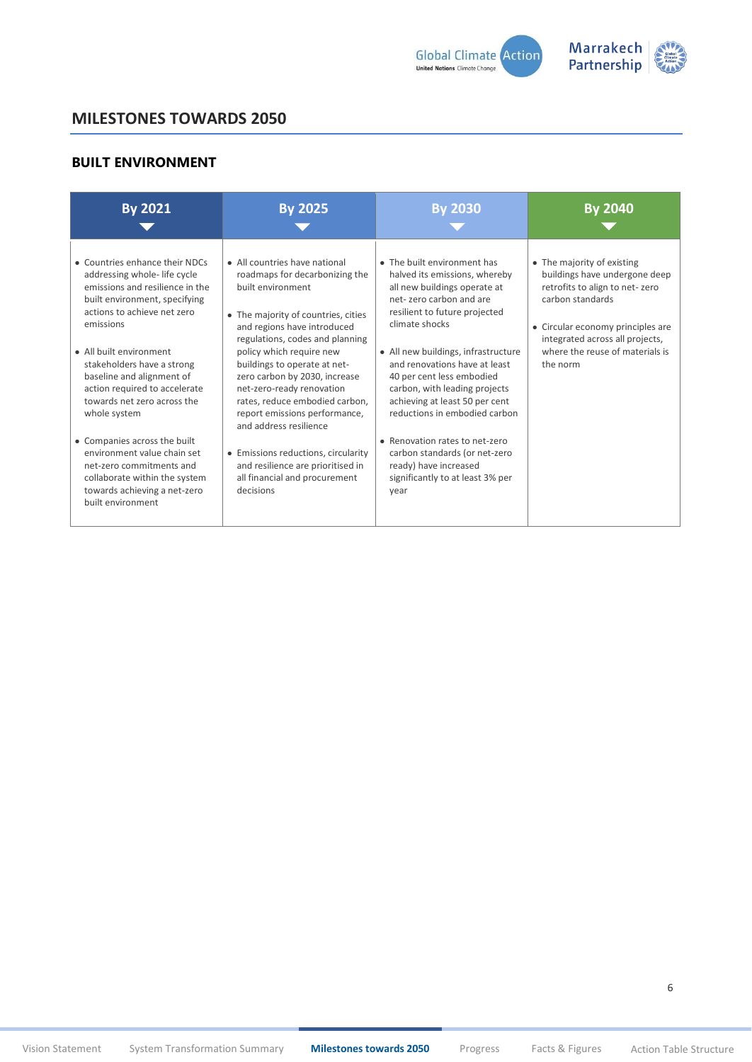## MILESTONES TOWARDS 2050

### BUILT ENVIRONMENT

| By 2021 | By 2025 | By 2030 | By 2040 |
|---|---|---|---|
| • Countries enhance their NDCs addressing whole- life cycle emissions and resilience in the built environment, specifying actions to achieve net zero emissions<br><br>• All built environment stakeholders have a strong baseline and alignment of action required to accelerate towards net zero across the whole system<br><br>• Companies across the built environment value chain set net-zero commitments and collaborate within the system towards achieving a net-zero built environment | • All countries have national roadmaps for decarbonizing the built environment<br><br>• The majority of countries, cities and regions have introduced regulations, codes and planning policy which require new buildings to operate at net-zero carbon by 2030, increase net-zero-ready renovation rates, reduce embodied carbon, report emissions performance, and address resilience<br><br>• Emissions reductions, circularity and resilience are prioritised in all financial and procurement decisions | • The built environment has halved its emissions, whereby all new buildings operate at net- zero carbon and are resilient to future projected climate shocks<br><br>• All new buildings, infrastructure and renovations have at least 40 per cent less embodied carbon, with leading projects achieving at least 50 per cent reductions in embodied carbon<br><br>• Renovation rates to net-zero carbon standards (or net-zero ready) have increased significantly to at least 3% per year | • The majority of existing buildings have undergone deep retrofits to align to net- zero carbon standards<br><br>• Circular economy principles are integrated across all projects, where the reuse of materials is the norm |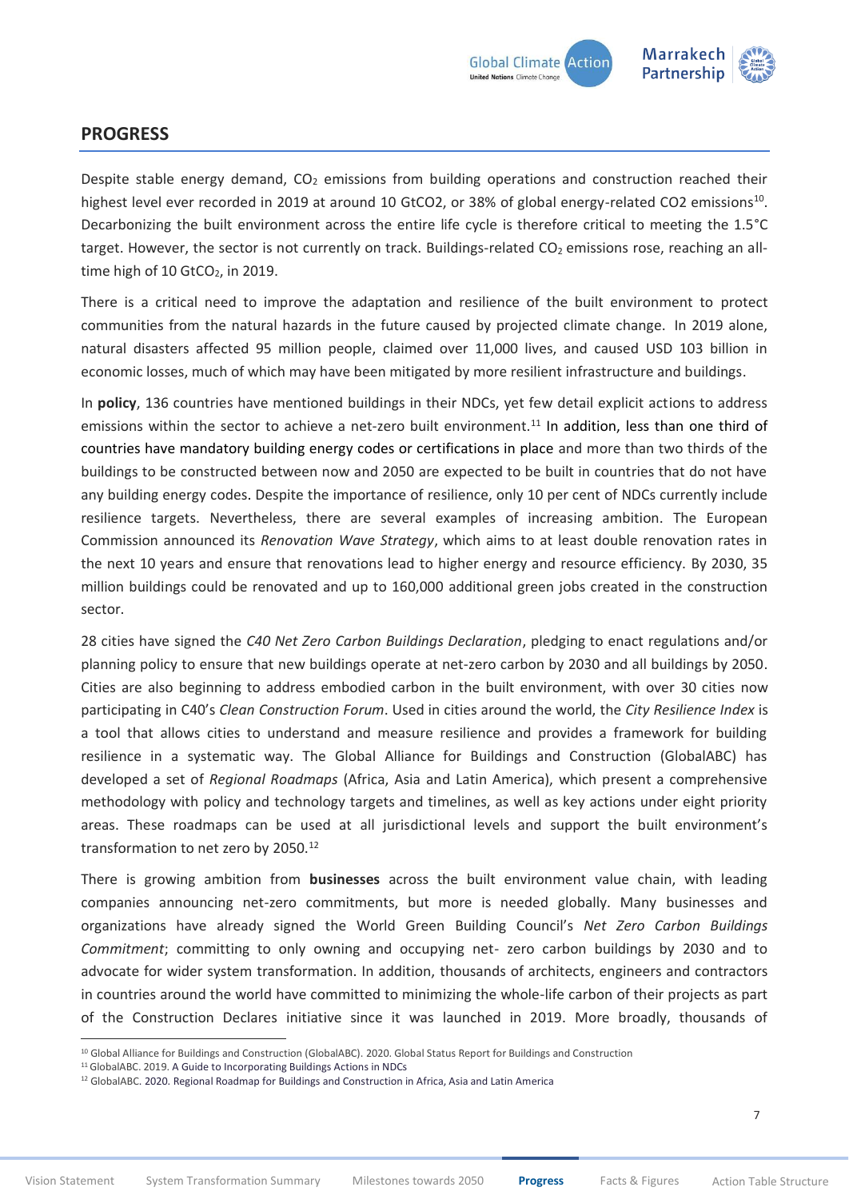## PROGRESS

Despite stable energy demand, $CO_2$ emissions from building operations and construction reached their highest level ever recorded in 2019 at around 10 GtCO2, or 38% of global energy-related CO2 emissions[10]. Decarbonizing the built environment across the entire life cycle is therefore critical to meeting the 1.5°C target. However, the sector is not currently on track. Buildings-related $CO_2$ emissions rose, reaching an all-time high of 10 $GtCO_2$, in 2019.

There is a critical need to improve the adaptation and resilience of the built environment to protect communities from the natural hazards in the future caused by projected climate change. In 2019 alone, natural disasters affected 95 million people, claimed over 11,000 lives, and caused USD 103 billion in economic losses, much of which may have been mitigated by more resilient infrastructure and buildings.

In **policy**, 136 countries have mentioned buildings in their NDCs, yet few detail explicit actions to address emissions within the sector to achieve a net-zero built environment.[11] In addition, less than one third of countries have mandatory building energy codes or certifications in place and more than two thirds of the buildings to be constructed between now and 2050 are expected to be built in countries that do not have any building energy codes. Despite the importance of resilience, only 10 per cent of NDCs currently include resilience targets. Nevertheless, there are several examples of increasing ambition. The European Commission announced its *Renovation Wave Strategy*, which aims to at least double renovation rates in the next 10 years and ensure that renovations lead to higher energy and resource efficiency. By 2030, 35 million buildings could be renovated and up to 160,000 additional green jobs created in the construction sector.

28 cities have signed the *C40 Net Zero Carbon Buildings Declaration*, pledging to enact regulations and/or planning policy to ensure that new buildings operate at net-zero carbon by 2030 and all buildings by 2050. Cities are also beginning to address embodied carbon in the built environment, with over 30 cities now participating in C40's *Clean Construction Forum*. Used in cities around the world, the *City Resilience Index* is a tool that allows cities to understand and measure resilience and provides a framework for building resilience in a systematic way. The Global Alliance for Buildings and Construction (GlobalABC) has developed a set of *Regional Roadmaps* (Africa, Asia and Latin America), which present a comprehensive methodology with policy and technology targets and timelines, as well as key actions under eight priority areas. These roadmaps can be used at all jurisdictional levels and support the built environment's transformation to net zero by 2050.[12]

There is growing ambition from **businesses** across the built environment value chain, with leading companies announcing net-zero commitments, but more is needed globally. Many businesses and organizations have already signed the World Green Building Council's *Net Zero Carbon Buildings Commitment*; committing to only owning and occupying net- zero carbon buildings by 2030 and to advocate for wider system transformation. In addition, thousands of architects, engineers and contractors in countries around the world have committed to minimizing the whole-life carbon of their projects as part of the Construction Declares initiative since it was launched in 2019. More broadly, thousands of

---

[10] Global Alliance for Buildings and Construction (GlobalABC). 2020. Global Status Report for Buildings and Construction

[11] GlobalABC. 2019. A Guide to Incorporating Buildings Actions in NDCs

[12] GlobalABC. 2020. Regional Roadmap for Buildings and Construction in Africa, Asia and Latin America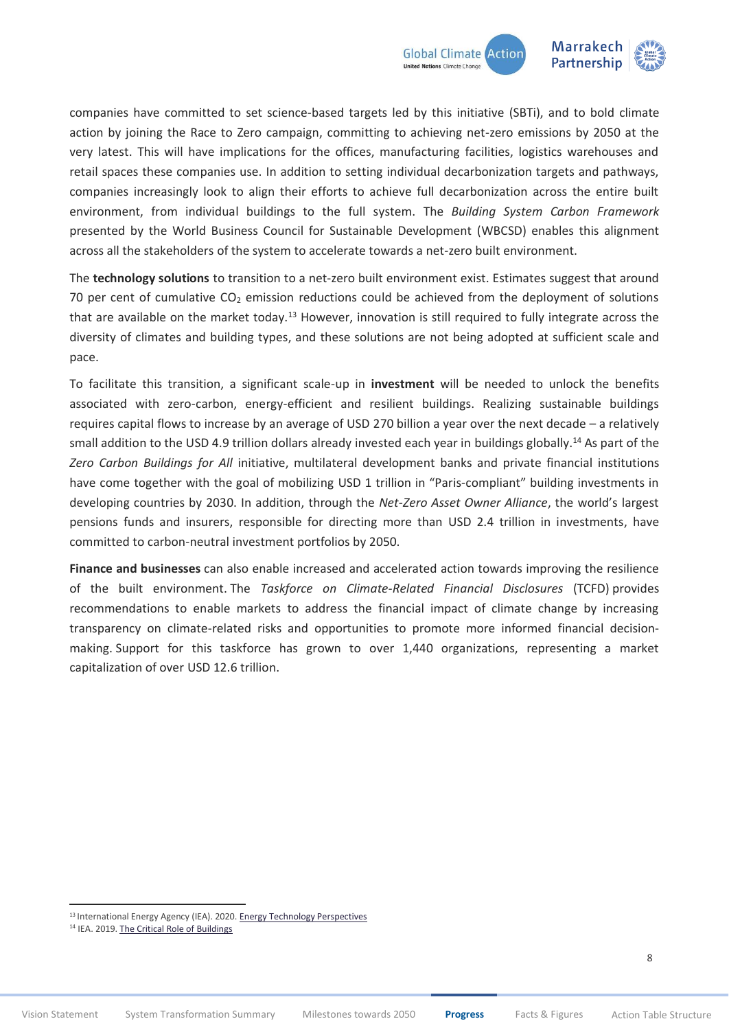companies have committed to set science-based targets led by this initiative (SBTi), and to bold climate action by joining the Race to Zero campaign, committing to achieving net-zero emissions by 2050 at the very latest. This will have implications for the offices, manufacturing facilities, logistics warehouses and retail spaces these companies use. In addition to setting individual decarbonization targets and pathways, companies increasingly look to align their efforts to achieve full decarbonization across the entire built environment, from individual buildings to the full system. The *Building System Carbon Framework* presented by the World Business Council for Sustainable Development (WBCSD) enables this alignment across all the stakeholders of the system to accelerate towards a net-zero built environment.

The **technology solutions** to transition to a net-zero built environment exist. Estimates suggest that around 70 per cent of cumulative $CO_2$ emission reductions could be achieved from the deployment of solutions that are available on the market today.[13] However, innovation is still required to fully integrate across the diversity of climates and building types, and these solutions are not being adopted at sufficient scale and pace.

To facilitate this transition, a significant scale-up in **investment** will be needed to unlock the benefits associated with zero-carbon, energy-efficient and resilient buildings. Realizing sustainable buildings requires capital flows to increase by an average of USD 270 billion a year over the next decade – a relatively small addition to the USD 4.9 trillion dollars already invested each year in buildings globally.[14] As part of the *Zero Carbon Buildings for All* initiative, multilateral development banks and private financial institutions have come together with the goal of mobilizing USD 1 trillion in "Paris-compliant" building investments in developing countries by 2030. In addition, through the *Net-Zero Asset Owner Alliance*, the world's largest pensions funds and insurers, responsible for directing more than USD 2.4 trillion in investments, have committed to carbon-neutral investment portfolios by 2050.

**Finance and businesses** can also enable increased and accelerated action towards improving the resilience of the built environment. The *Taskforce on Climate-Related Financial Disclosures* (TCFD) provides recommendations to enable markets to address the financial impact of climate change by increasing transparency on climate-related risks and opportunities to promote more informed financial decision-making. Support for this taskforce has grown to over 1,440 organizations, representing a market capitalization of over USD 12.6 trillion.

---

[13] International Energy Agency (IEA). 2020. Energy Technology Perspectives

[14] IEA. 2019. The Critical Role of Buildings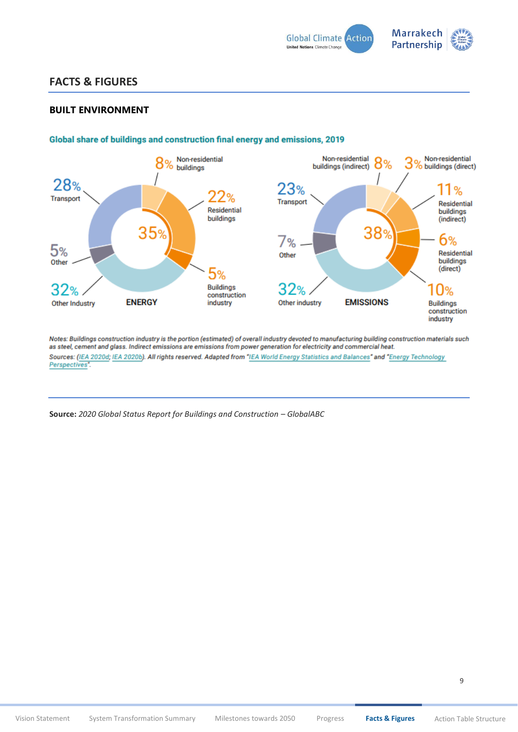## FACTS & FIGURES

### BUILT ENVIRONMENT

**Global share of buildings and construction final energy and emissions, 2019**

**ENERGY**

- 28% Transport
- 8% Non-residential buildings
- 22% Residential buildings
- 35%
- 5% Buildings construction industry
- 5% Other
- 32% Other Industry

**EMISSIONS**

- 23% Transport
- 8% Non-residential buildings (indirect)
- 3% Non-residential buildings (direct)
- 11% Residential buildings (indirect)
- 38%
- 6% Residential buildings (direct)
- 10% Buildings construction industry
- 7% Other
- 32% Other industry

*Notes: Buildings construction industry is the portion (estimated) of overall industry devoted to manufacturing building construction materials such as steel, cement and glass. Indirect emissions are emissions from power generation for electricity and commercial heat.*

*Sources: (IEA 2020d; IEA 2020b). All rights reserved. Adapted from "IEA World Energy Statistics and Balances" and "Energy Technology Perspectives".*

**Source:** *2020 Global Status Report for Buildings and Construction – GlobalABC*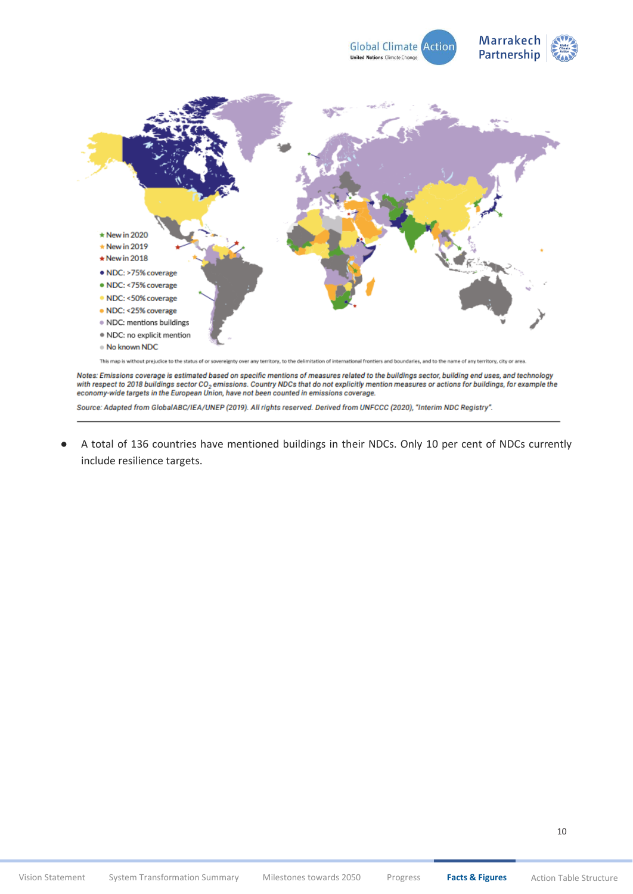- New in 2020
- New in 2019
- New in 2018
- NDC: >75% coverage
- NDC: <75% coverage
- NDC: <50% coverage
- NDC: <25% coverage
- NDC: mentions buildings
- NDC: no explicit mention
- No known NDC

This map is without prejudice to the status of or sovereignty over any territory, to the delimitation of international frontiers and boundaries, and to the name of any territory, city or area.

*Notes: Emissions coverage is estimated based on specific mentions of measures related to the buildings sector, building end uses, and technology with respect to 2018 buildings sector $CO_2$ emissions. Country NDCs that do not explicitly mention measures or actions for buildings, for example the economy-wide targets in the European Union, have not been counted in emissions coverage.*

*Source: Adapted from GlobalABC/IEA/UNEP (2019). All rights reserved. Derived from UNFCCC (2020), "Interim NDC Registry".*

- A total of 136 countries have mentioned buildings in their NDCs. Only 10 per cent of NDCs currently include resilience targets.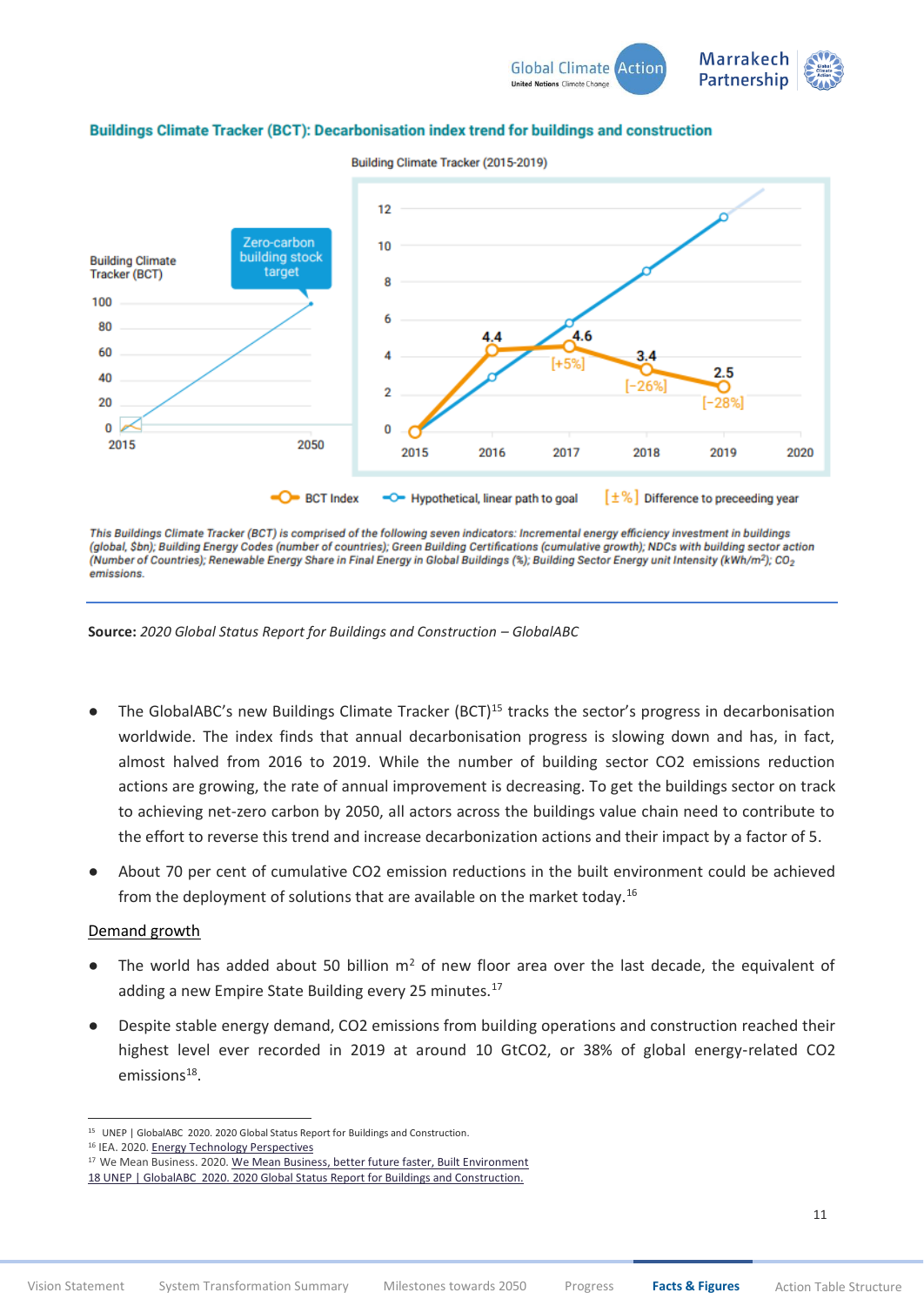**Buildings Climate Tracker (BCT): Decarbonisation index trend for buildings and construction**

Building Climate Tracker (2015-2019)

| Year | BCT Index | Difference to preceeding year |
|---|---|---|
| 2015 | 0 | |
| 2016 | 4.4 | |
| 2017 | 4.6 | [+5%] |
| 2018 | 3.4 | [-26%] |
| 2019 | 2.5 | [-28%] |

Building Climate Tracker (BCT): 2015–2050, Zero-carbon building stock target (100 by 2050)

BCT Index — Hypothetical, linear path to goal — [±%] Difference to preceeding year

*This Buildings Climate Tracker (BCT) is comprised of the following seven indicators: Incremental energy efficiency investment in buildings (global, $bn); Building Energy Codes (number of countries); Green Building Certifications (cumulative growth); NDCs with building sector action (Number of Countries); Renewable Energy Share in Final Energy in Global Buildings (%); Building Sector Energy unit Intensity (kWh/m²); $CO_2$ emissions.*

**Source:** *2020 Global Status Report for Buildings and Construction – GlobalABC*

- The GlobalABC's new Buildings Climate Tracker (BCT)[15] tracks the sector's progress in decarbonisation worldwide. The index finds that annual decarbonisation progress is slowing down and has, in fact, almost halved from 2016 to 2019. While the number of building sector CO2 emissions reduction actions are growing, the rate of annual improvement is decreasing. To get the buildings sector on track to achieving net-zero carbon by 2050, all actors across the buildings value chain need to contribute to the effort to reverse this trend and increase decarbonization actions and their impact by a factor of 5.
- About 70 per cent of cumulative CO2 emission reductions in the built environment could be achieved from the deployment of solutions that are available on the market today.[16]

<u>Demand growth</u>

- The world has added about 50 billion m² of new floor area over the last decade, the equivalent of adding a new Empire State Building every 25 minutes.[17]
- Despite stable energy demand, CO2 emissions from building operations and construction reached their highest level ever recorded in 2019 at around 10 GtCO2, or 38% of global energy-related CO2 emissions[18].

---

[15] UNEP | GlobalABC 2020. 2020 Global Status Report for Buildings and Construction.
[16] IEA. 2020. Energy Technology Perspectives
[17] We Mean Business. 2020. We Mean Business, better future faster, Built Environment
[18] UNEP | GlobalABC 2020. 2020 Global Status Report for Buildings and Construction.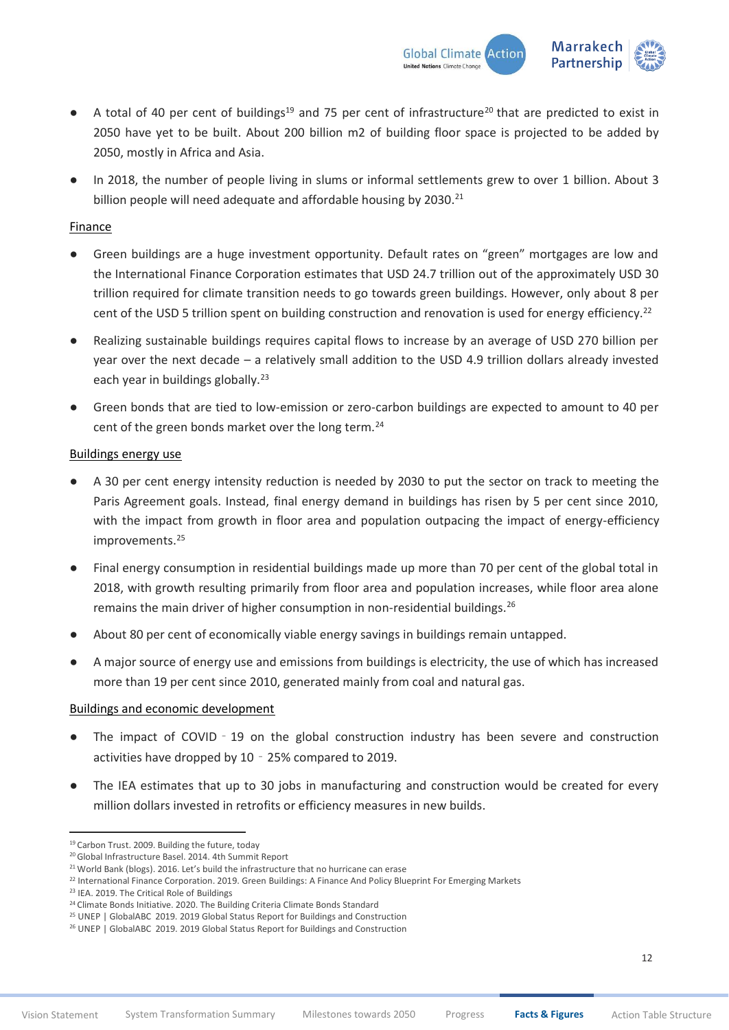- A total of 40 per cent of buildings[19] and 75 per cent of infrastructure[20] that are predicted to exist in 2050 have yet to be built. About 200 billion m2 of building floor space is projected to be added by 2050, mostly in Africa and Asia.
- In 2018, the number of people living in slums or informal settlements grew to over 1 billion. About 3 billion people will need adequate and affordable housing by 2030.[21]

Finance

- Green buildings are a huge investment opportunity. Default rates on "green" mortgages are low and the International Finance Corporation estimates that USD 24.7 trillion out of the approximately USD 30 trillion required for climate transition needs to go towards green buildings. However, only about 8 per cent of the USD 5 trillion spent on building construction and renovation is used for energy efficiency.[22]
- Realizing sustainable buildings requires capital flows to increase by an average of USD 270 billion per year over the next decade – a relatively small addition to the USD 4.9 trillion dollars already invested each year in buildings globally.[23]
- Green bonds that are tied to low-emission or zero-carbon buildings are expected to amount to 40 per cent of the green bonds market over the long term.[24]

Buildings energy use

- A 30 per cent energy intensity reduction is needed by 2030 to put the sector on track to meeting the Paris Agreement goals. Instead, final energy demand in buildings has risen by 5 per cent since 2010, with the impact from growth in floor area and population outpacing the impact of energy-efficiency improvements.[25]
- Final energy consumption in residential buildings made up more than 70 per cent of the global total in 2018, with growth resulting primarily from floor area and population increases, while floor area alone remains the main driver of higher consumption in non-residential buildings.[26]
- About 80 per cent of economically viable energy savings in buildings remain untapped.
- A major source of energy use and emissions from buildings is electricity, the use of which has increased more than 19 per cent since 2010, generated mainly from coal and natural gas.

Buildings and economic development

- The impact of COVID‐19 on the global construction industry has been severe and construction activities have dropped by 10‐25% compared to 2019.
- The IEA estimates that up to 30 jobs in manufacturing and construction would be created for every million dollars invested in retrofits or efficiency measures in new builds.

---

[19] Carbon Trust. 2009. Building the future, today
[20] Global Infrastructure Basel. 2014. 4th Summit Report
[21] World Bank (blogs). 2016. Let's build the infrastructure that no hurricane can erase
[22] International Finance Corporation. 2019. Green Buildings: A Finance And Policy Blueprint For Emerging Markets
[23] IEA. 2019. The Critical Role of Buildings
[24] Climate Bonds Initiative. 2020. The Building Criteria Climate Bonds Standard
[25] UNEP | GlobalABC 2019. 2019 Global Status Report for Buildings and Construction
[26] UNEP | GlobalABC 2019. 2019 Global Status Report for Buildings and Construction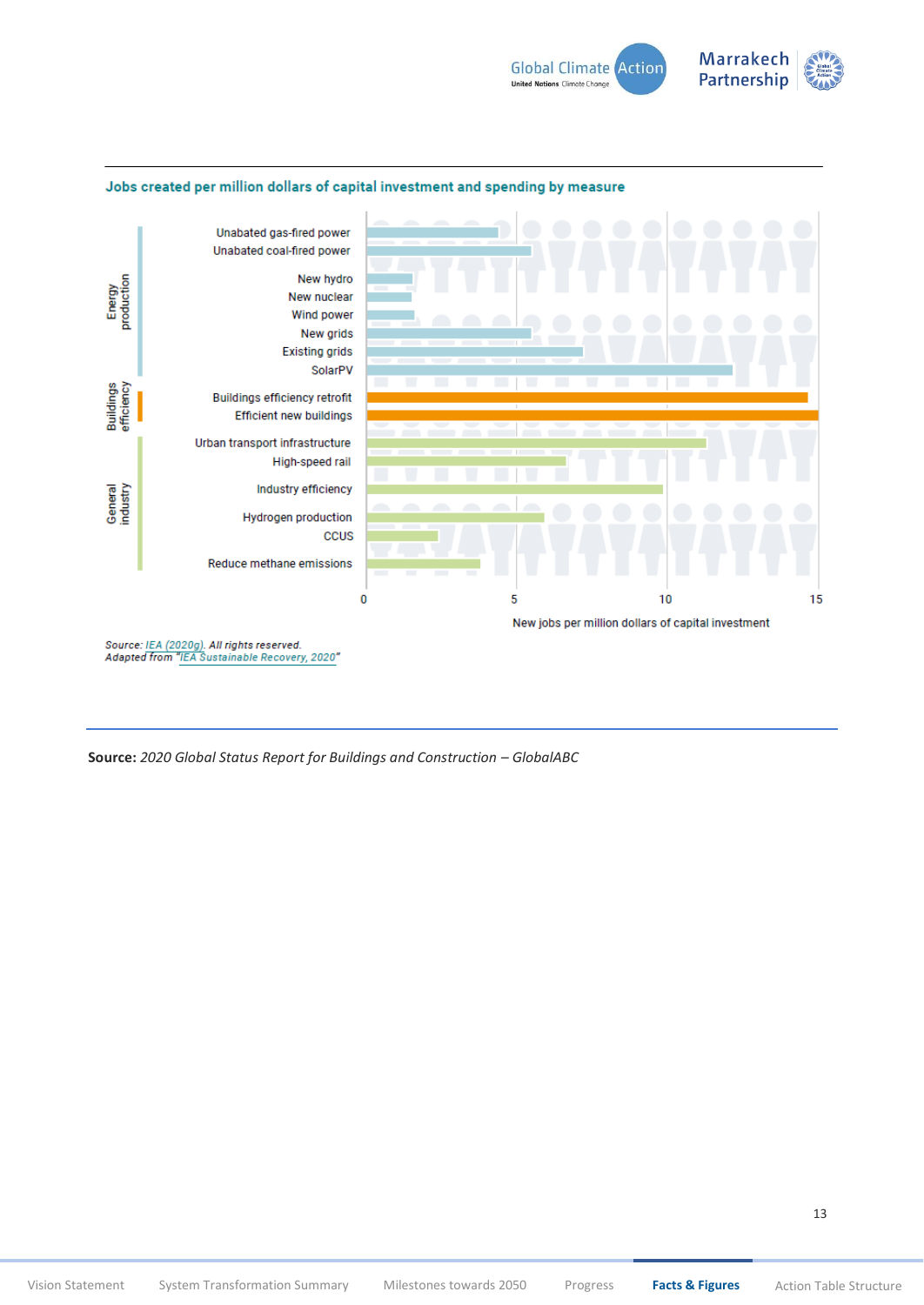### Jobs created per million dollars of capital investment and spending by measure

| Category | Measure | New jobs per million dollars of capital investment (approx.) |
|---|---|---|
| Energy production | Unabated gas-fired power | 4.4 |
| | Unabated coal-fired power | 5.5 |
| | New hydro | 1.5 |
| | New nuclear | 1.5 |
| | Wind power | 1.6 |
| | New grids | 5.5 |
| | Existing grids | 7.2 |
| | SolarPV | 12.2 |
| Buildings efficiency | Buildings efficiency retrofit | 14.7 |
| | Efficient new buildings | 15 |
| General industry | Urban transport infrastructure | 11.3 |
| | High-speed rail | 6.6 |
| | Industry efficiency | 9.8 |
| | Hydrogen production | 5.9 |
| | CCUS | 2.4 |
| | Reduce methane emissions | 3.8 |

*Source: IEA (2020g). All rights reserved.*
*Adapted from "IEA Sustainable Recovery, 2020"*

**Source:** *2020 Global Status Report for Buildings and Construction – GlobalABC*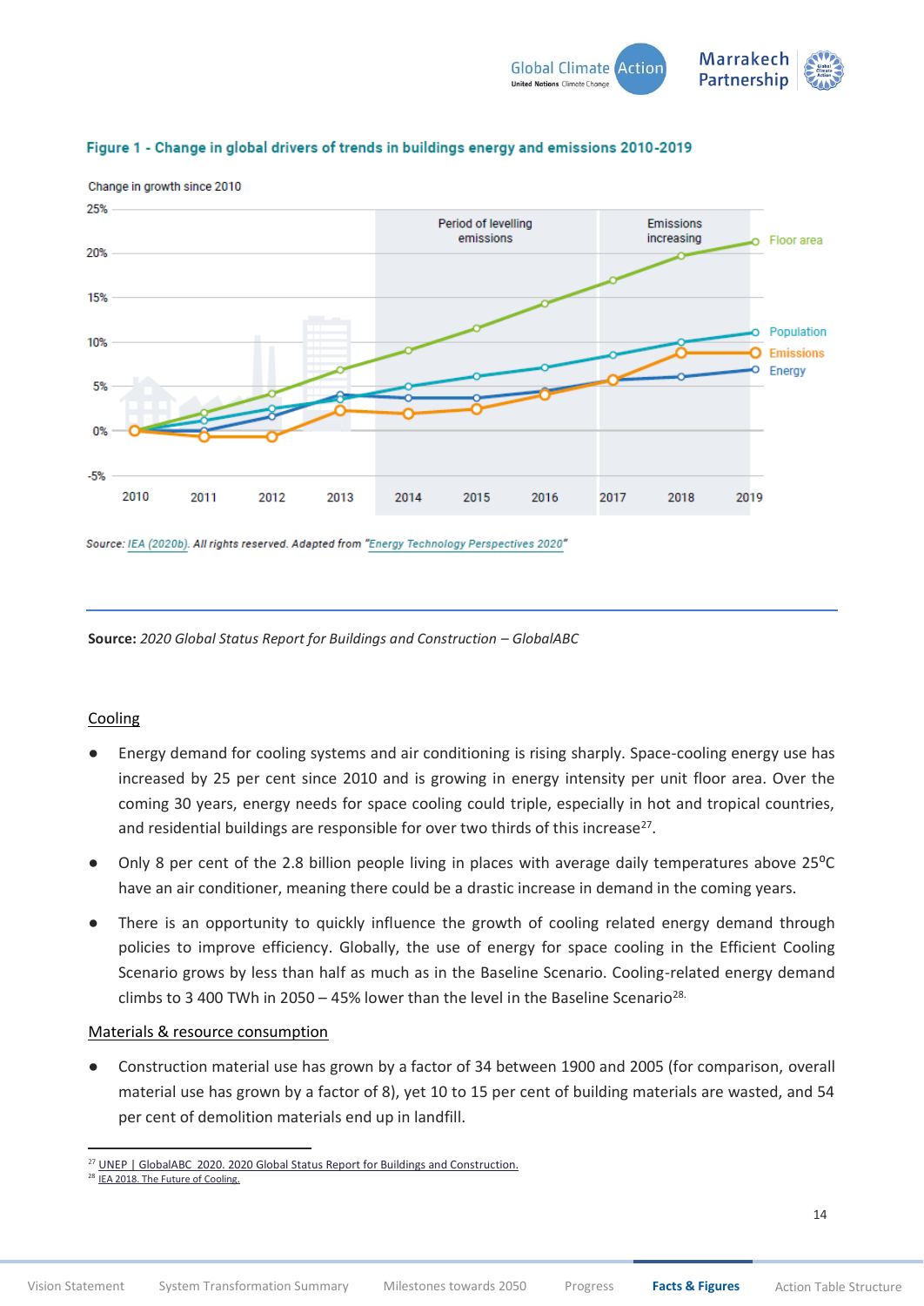**Figure 1 - Change in global drivers of trends in buildings energy and emissions 2010-2019**

Change in growth since 2010

Source: IEA (2020b). All rights reserved. Adapted from "Energy Technology Perspectives 2020"

**Source:** *2020 Global Status Report for Buildings and Construction – GlobalABC*

<u>Cooling</u>

- Energy demand for cooling systems and air conditioning is rising sharply. Space-cooling energy use has increased by 25 per cent since 2010 and is growing in energy intensity per unit floor area. Over the coming 30 years, energy needs for space cooling could triple, especially in hot and tropical countries, and residential buildings are responsible for over two thirds of this increase[27].
- Only 8 per cent of the 2.8 billion people living in places with average daily temperatures above 25°C have an air conditioner, meaning there could be a drastic increase in demand in the coming years.
- There is an opportunity to quickly influence the growth of cooling related energy demand through policies to improve efficiency. Globally, the use of energy for space cooling in the Efficient Cooling Scenario grows by less than half as much as in the Baseline Scenario. Cooling-related energy demand climbs to 3 400 TWh in 2050 – 45% lower than the level in the Baseline Scenario[28].

<u>Materials & resource consumption</u>

- Construction material use has grown by a factor of 34 between 1900 and 2005 (for comparison, overall material use has grown by a factor of 8), yet 10 to 15 per cent of building materials are wasted, and 54 per cent of demolition materials end up in landfill.

---

[27] UNEP | GlobalABC 2020. 2020 Global Status Report for Buildings and Construction.

[28] IEA 2018. The Future of Cooling.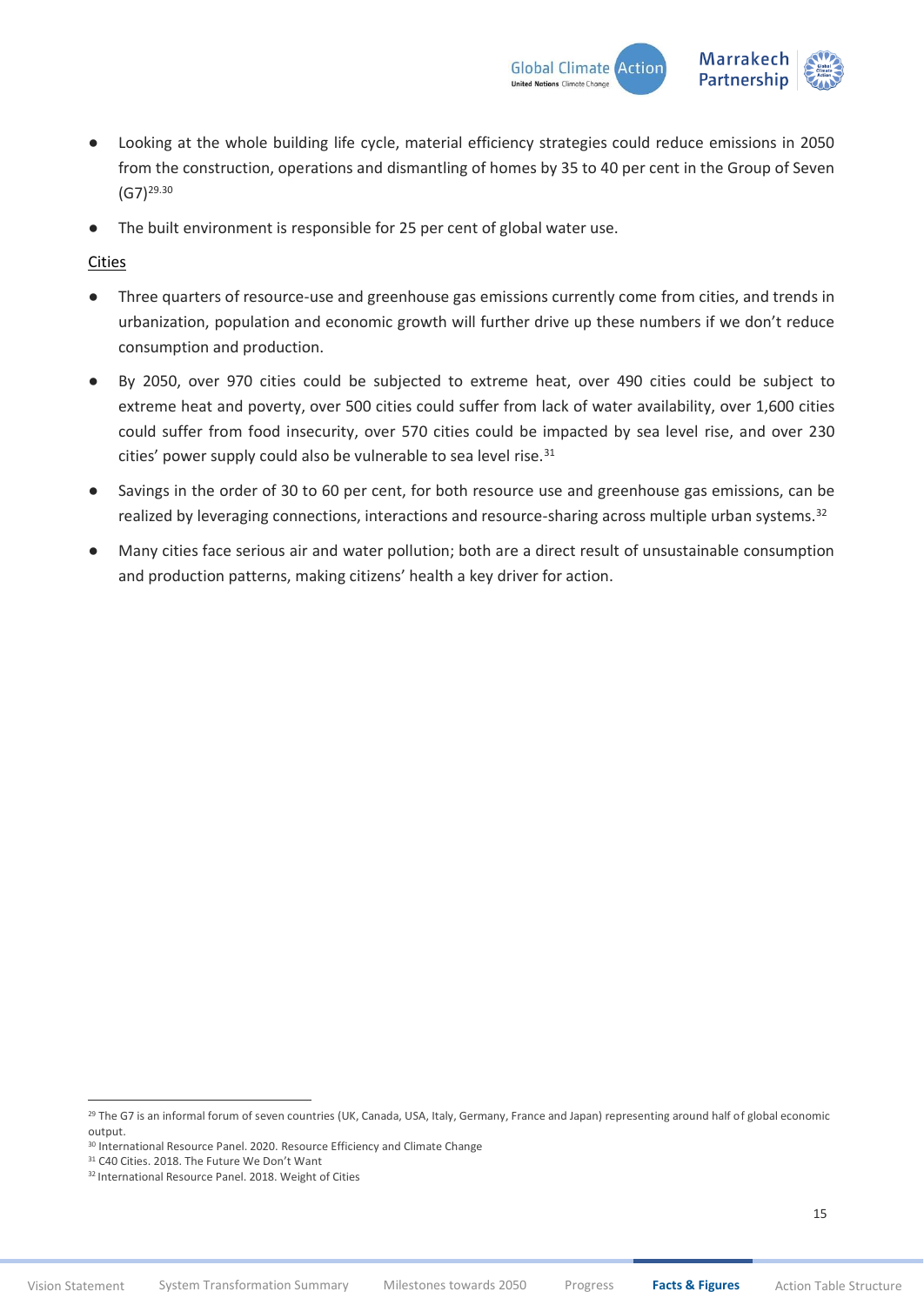- Looking at the whole building life cycle, material efficiency strategies could reduce emissions in 2050 from the construction, operations and dismantling of homes by 35 to 40 per cent in the Group of Seven (G7)[29,30]
- The built environment is responsible for 25 per cent of global water use.

Cities

- Three quarters of resource-use and greenhouse gas emissions currently come from cities, and trends in urbanization, population and economic growth will further drive up these numbers if we don't reduce consumption and production.
- By 2050, over 970 cities could be subjected to extreme heat, over 490 cities could be subject to extreme heat and poverty, over 500 cities could suffer from lack of water availability, over 1,600 cities could suffer from food insecurity, over 570 cities could be impacted by sea level rise, and over 230 cities' power supply could also be vulnerable to sea level rise.[31]
- Savings in the order of 30 to 60 per cent, for both resource use and greenhouse gas emissions, can be realized by leveraging connections, interactions and resource-sharing across multiple urban systems.[32]
- Many cities face serious air and water pollution; both are a direct result of unsustainable consumption and production patterns, making citizens' health a key driver for action.

[29] The G7 is an informal forum of seven countries (UK, Canada, USA, Italy, Germany, France and Japan) representing around half of global economic output.
[30] International Resource Panel. 2020. Resource Efficiency and Climate Change
[31] C40 Cities. 2018. The Future We Don't Want
[32] International Resource Panel. 2018. Weight of Cities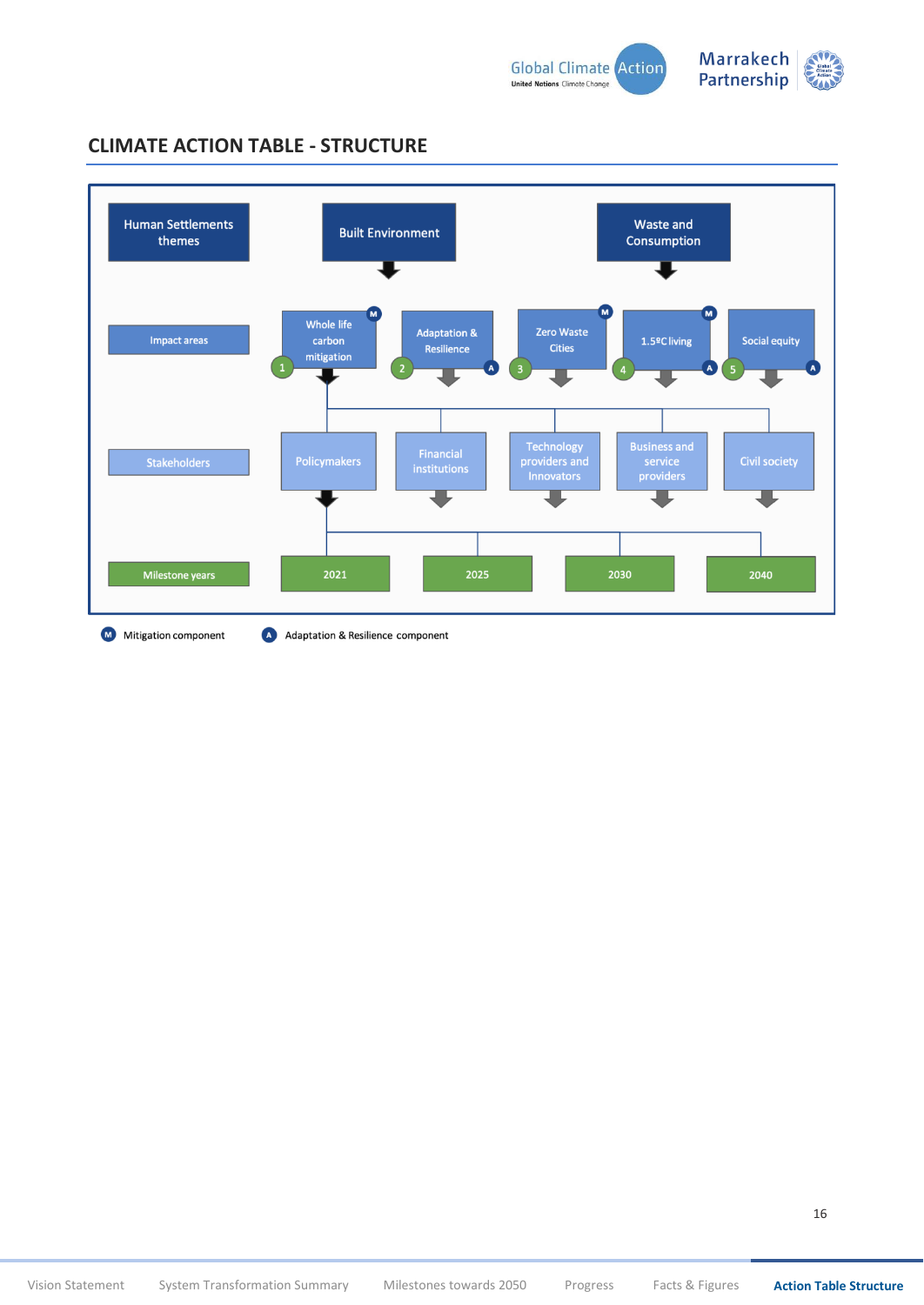## CLIMATE ACTION TABLE - STRUCTURE

Human Settlements themes

Built Environment

Waste and Consumption

Impact areas

1 Whole life carbon mitigation M

2 Adaptation & Resilience A

3 Zero Waste Cities M

4 1.5ºC living M A

5 Social equity A

Stakeholders

Policymakers

Financial institutions

Technology providers and Innovators

Business and service providers

Civil society

Milestone years

2021

2025

2030

2040

M Mitigation component

A Adaptation & Resilience component